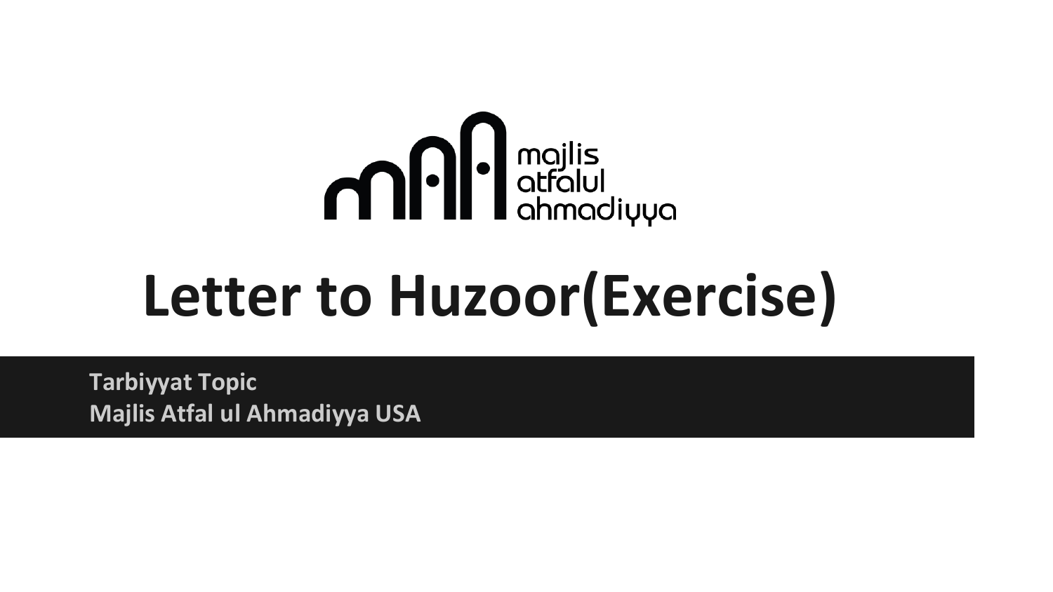majlis
atfalul
ahmadiyya

# Letter to Huzoor(Exercise)

**Tarbiyyat Topic**
**Majlis Atfal ul Ahmadiyya USA**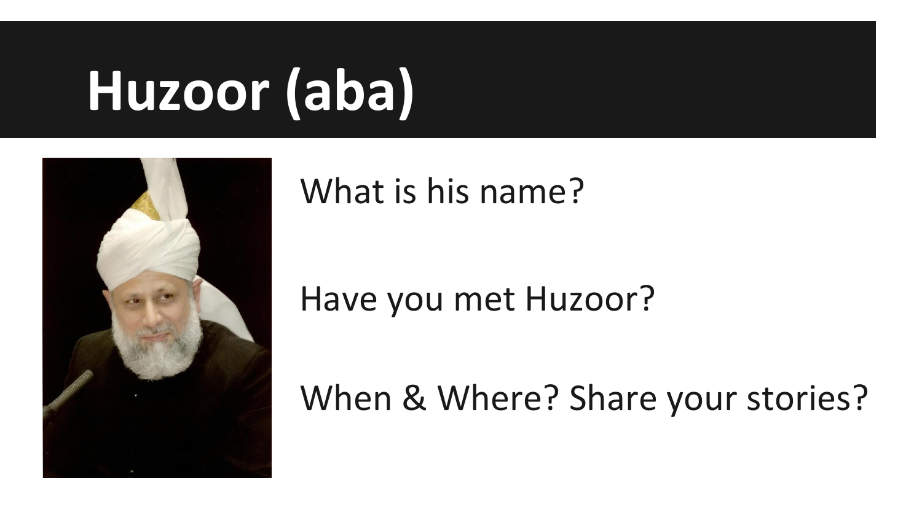# Huzoor (aba)

What is his name?

Have you met Huzoor?

When & Where? Share your stories?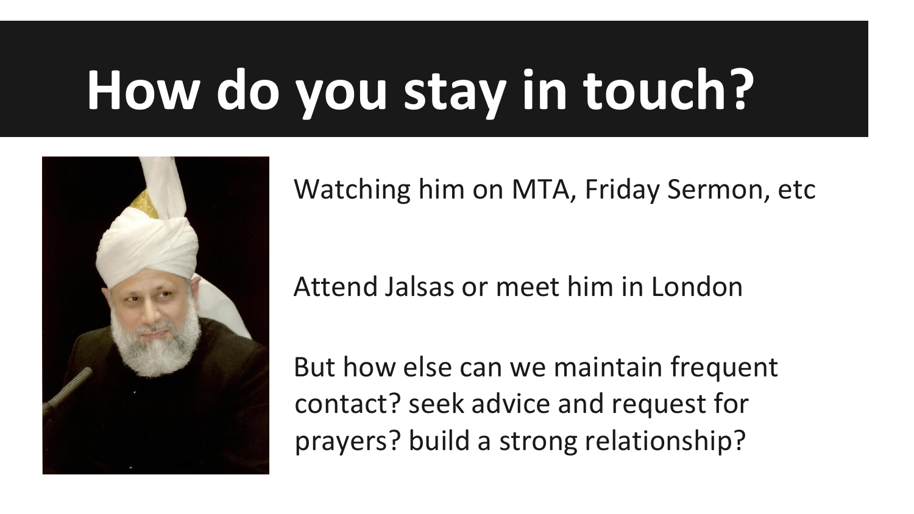# How do you stay in touch?

Watching him on MTA, Friday Sermon, etc

Attend Jalsas or meet him in London

But how else can we maintain frequent contact? seek advice and request for prayers? build a strong relationship?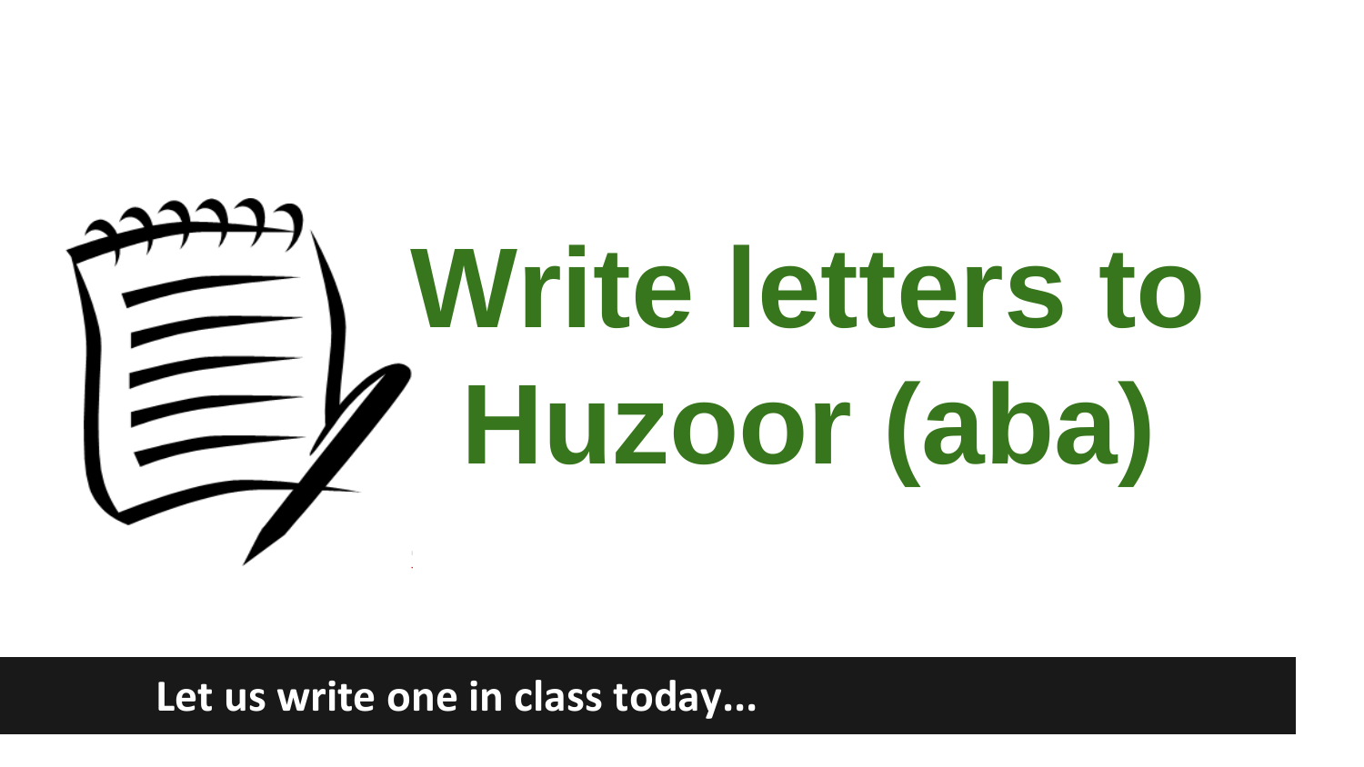# Write letters to Huzoor (aba)

**Let us write one in class today...**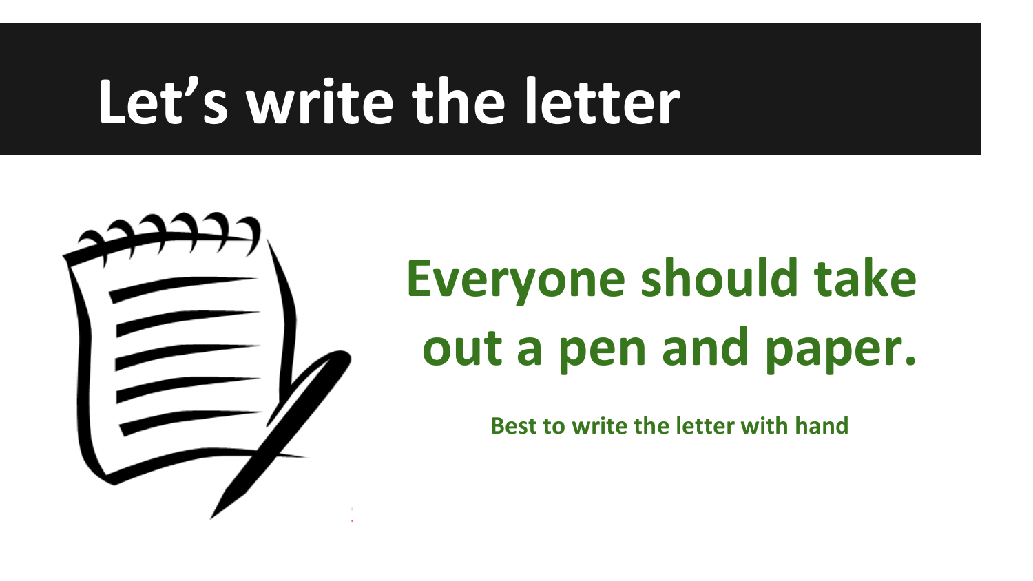# Let’s write the letter

## Everyone should take out a pen and paper.

**Best to write the letter with hand**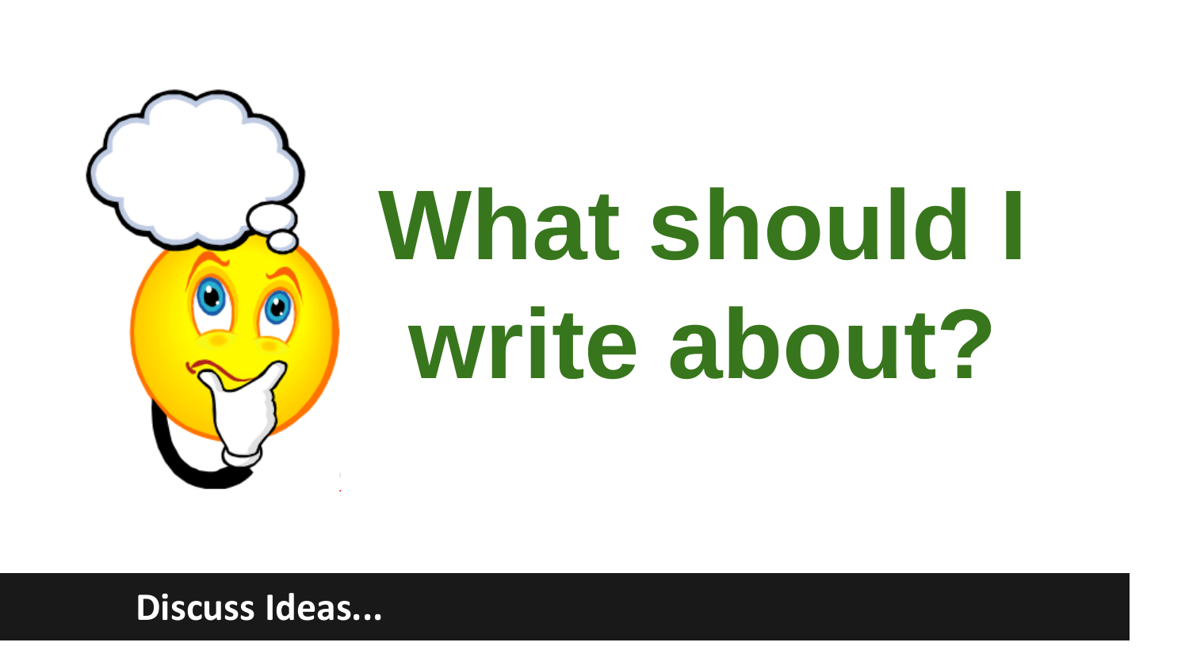# What should I write about?

**Discuss Ideas...**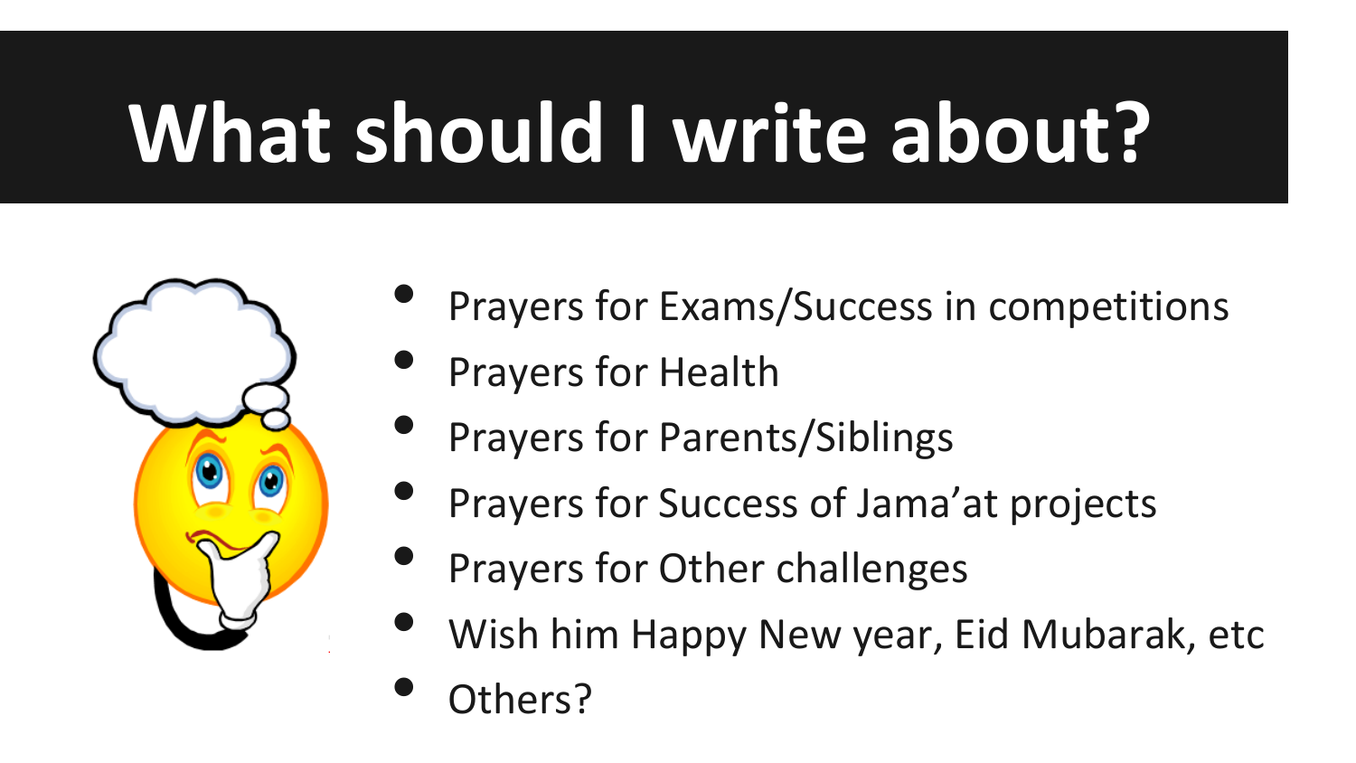# What should I write about?

- Prayers for Exams/Success in competitions
- Prayers for Health
- Prayers for Parents/Siblings
- Prayers for Success of Jama'at projects
- Prayers for Other challenges
- Wish him Happy New year, Eid Mubarak, etc
- Others?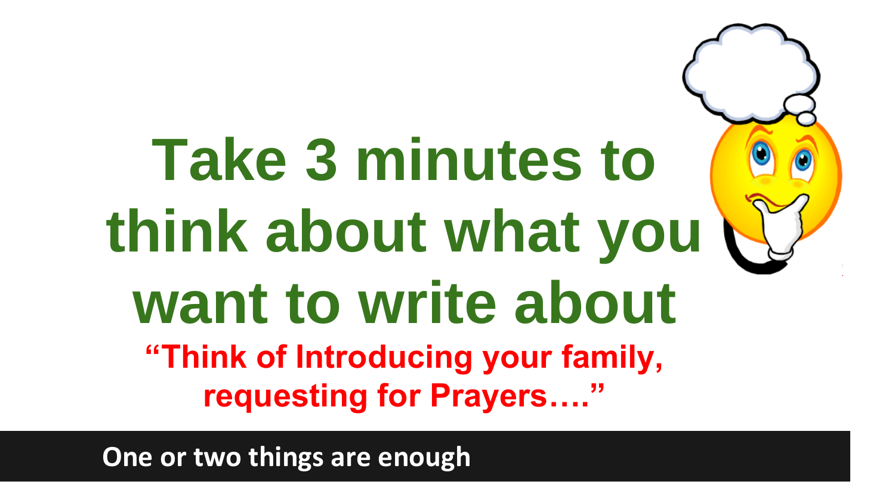# Take 3 minutes to think about what you want to write about

**"Think of Introducing your family, requesting for Prayers…."**

**One or two things are enough**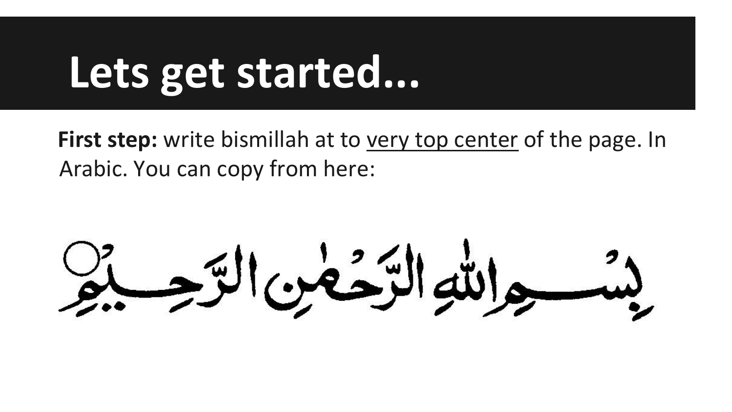# Lets get started...

**First step:** write bismillah at to very top center of the page. In Arabic. You can copy from here:

بِسْمِ اللَّهِ الرَّحْمَٰنِ الرَّحِيمِ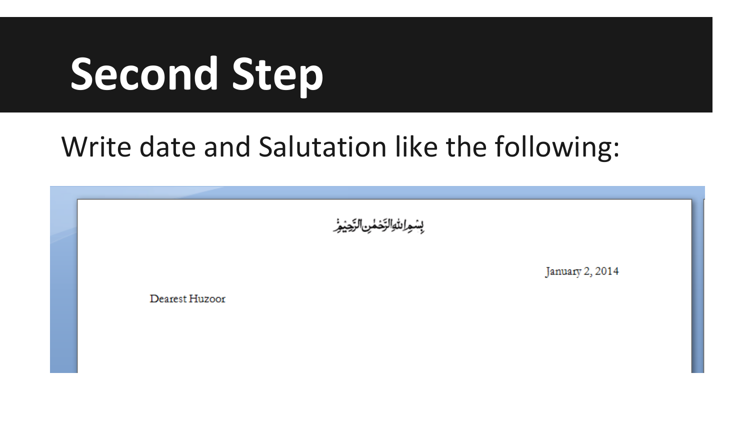# Second Step

Write date and Salutation like the following:

بِسۡمِ اللّٰہِ الرَّحۡمٰنِ الرَّحِیۡمِ

January 2, 2014

Dearest Huzoor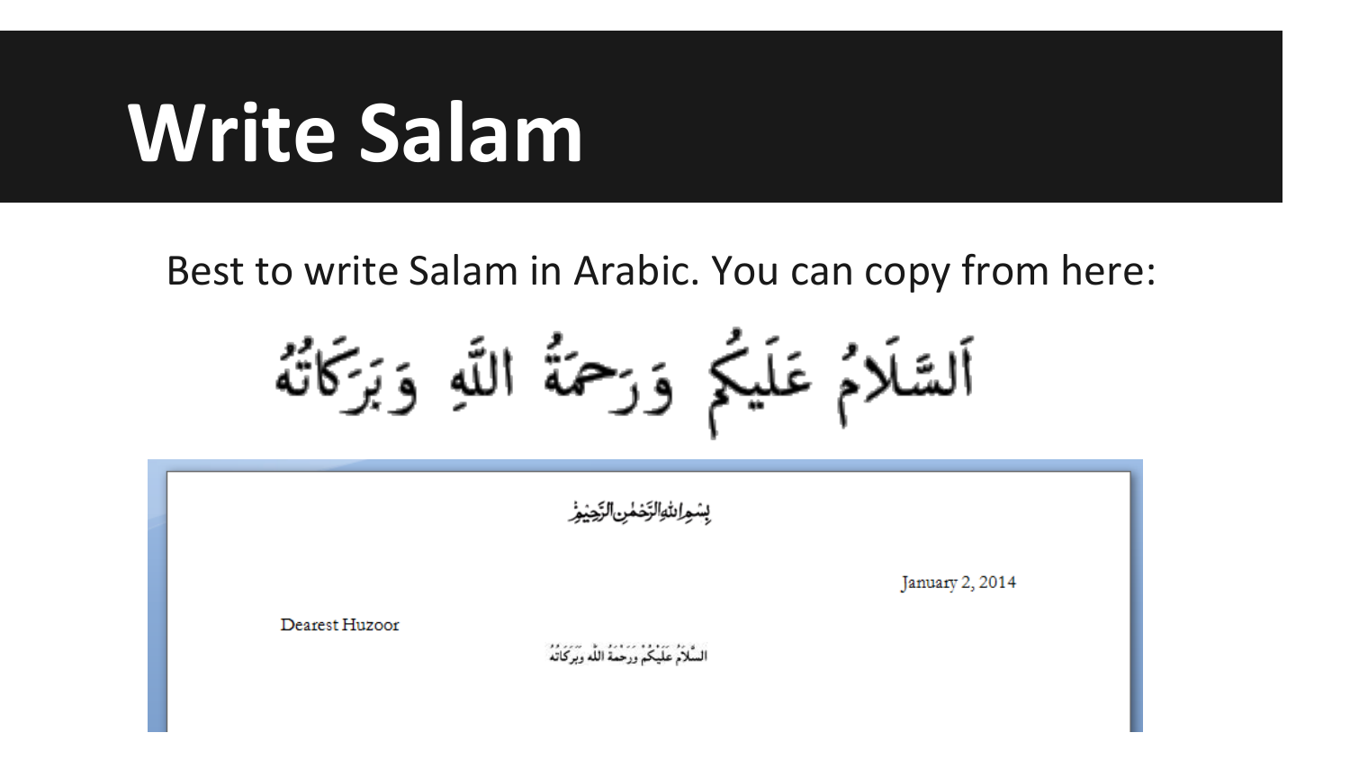# Write Salam

Best to write Salam in Arabic. You can copy from here:

اَلسَّلَامُ عَلَيْكُمْ وَرَحْمَةُ اللّٰهِ وَبَرَكَاتُهٗ

بِسْمِ اللّٰهِ الرَّحْمٰنِ الرَّحِيْمِ

January 2, 2014

Dearest Huzoor

السَّلَامُ عَلَيْكُمْ وَرَحْمَةُ اللّٰهِ وَبَرَكَاتُهٗ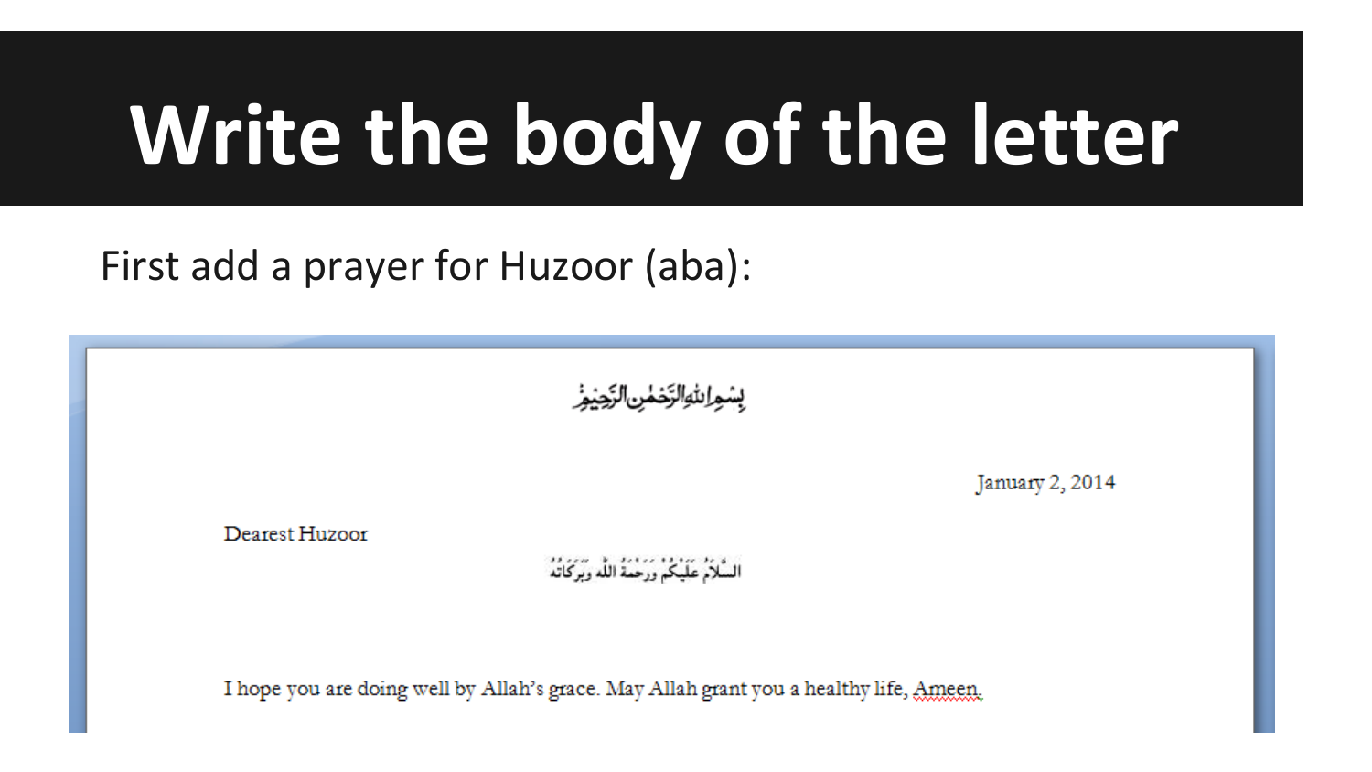# Write the body of the letter

First add a prayer for Huzoor (aba):

بِسۡمِ اللّٰہِ الرَّحۡمٰنِ الرَّحِیۡمِ

January 2, 2014

Dearest Huzoor

السَّلَامُ عَلَيْكُمْ وَرَحْمَةُ اللهِ وَبَرَكَاتُهُ

I hope you are doing well by Allah's grace. May Allah grant you a healthy life, Ameen.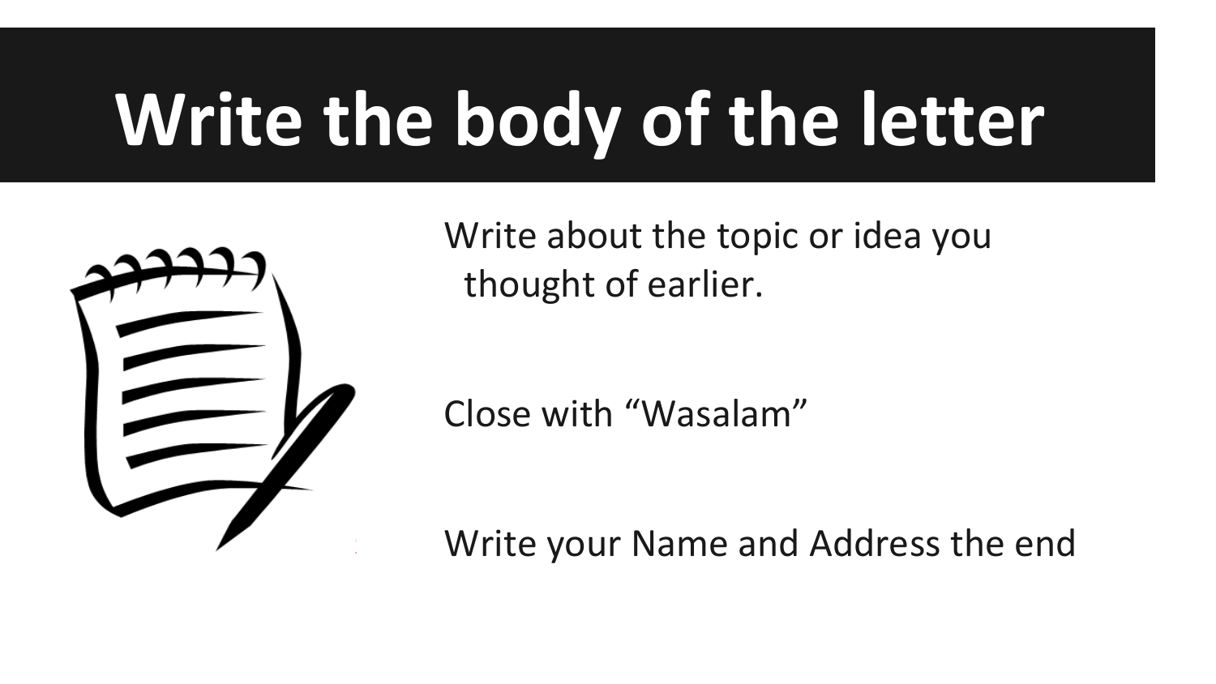# Write the body of the letter

Write about the topic or idea you thought of earlier.

Close with “Wasalam”

Write your Name and Address the end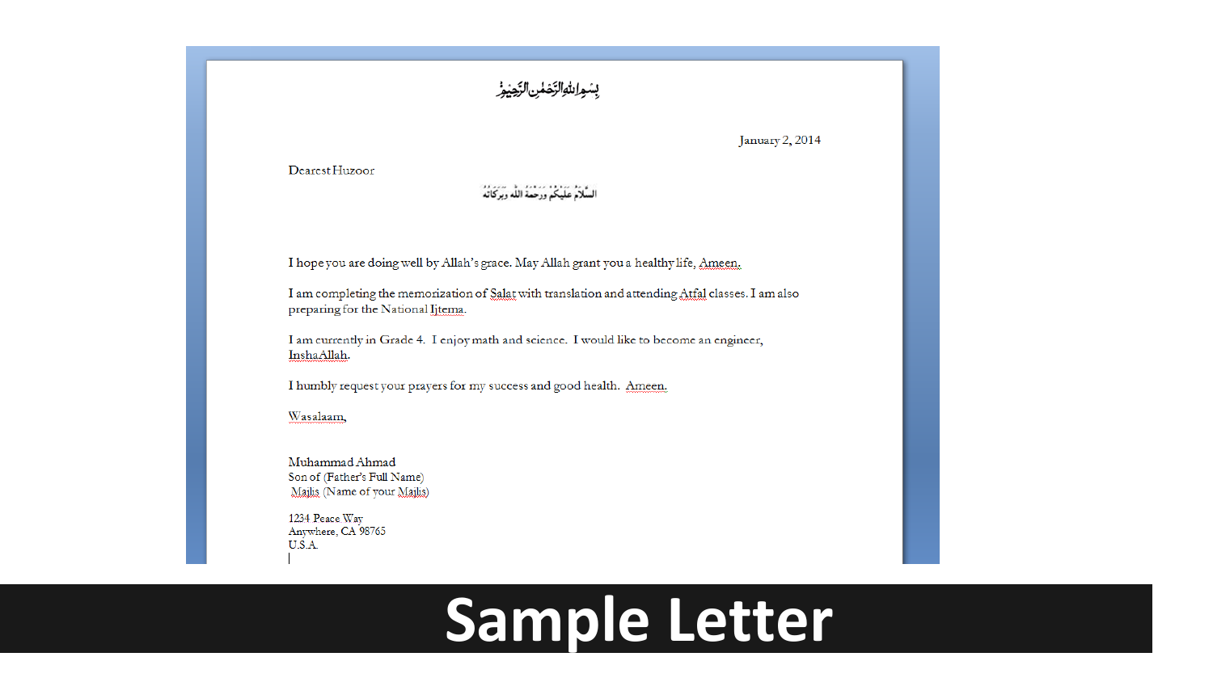بِسْمِ اللّٰهِ الرَّحْمٰنِ الرَّحِيْمِ

January 2, 2014

Dearest Huzoor

السَّلَامُ عَلَيْكُمْ وَرَحْمَةُ اللّٰهِ وَبَرَكَاتُهُ

I hope you are doing well by Allah's grace. May Allah grant you a healthy life, Ameen.

I am completing the memorization of Salat with translation and attending Atfal classes. I am also preparing for the National Ijtema.

I am currently in Grade 4. I enjoy math and science. I would like to become an engineer, InshaAllah.

I humbly request your prayers for my success and good health. Ameen.

Wasalaam,

Muhammad Ahmad
Son of (Father's Full Name)
Majlis (Name of your Majlis)

1234 Peace Way
Anywhere, CA 98765
U.S.A.

# Sample Letter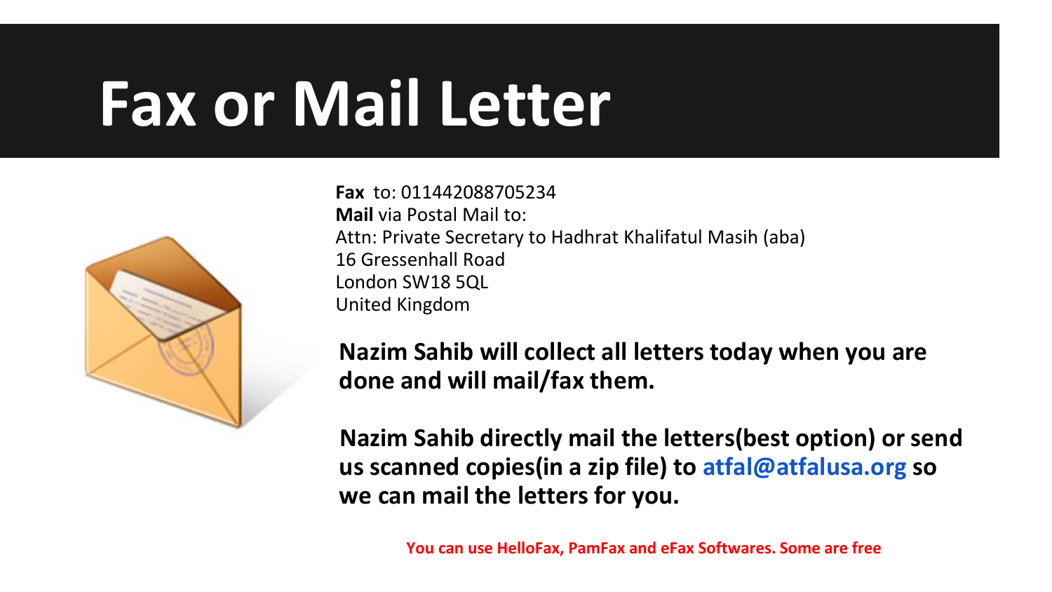# Fax or Mail Letter

**Fax** to: 011442088705234
**Mail** via Postal Mail to:
Attn: Private Secretary to Hadhrat Khalifatul Masih (aba)
16 Gressenhall Road
London SW18 5QL
United Kingdom

**Nazim Sahib will collect all letters today when you are done and will mail/fax them.**

**Nazim Sahib directly mail the letters(best option) or send us scanned copies(in a zip file) to atfal@atfalusa.org so we can mail the letters for you.**

**You can use HelloFax, PamFax and eFax Softwares. Some are free**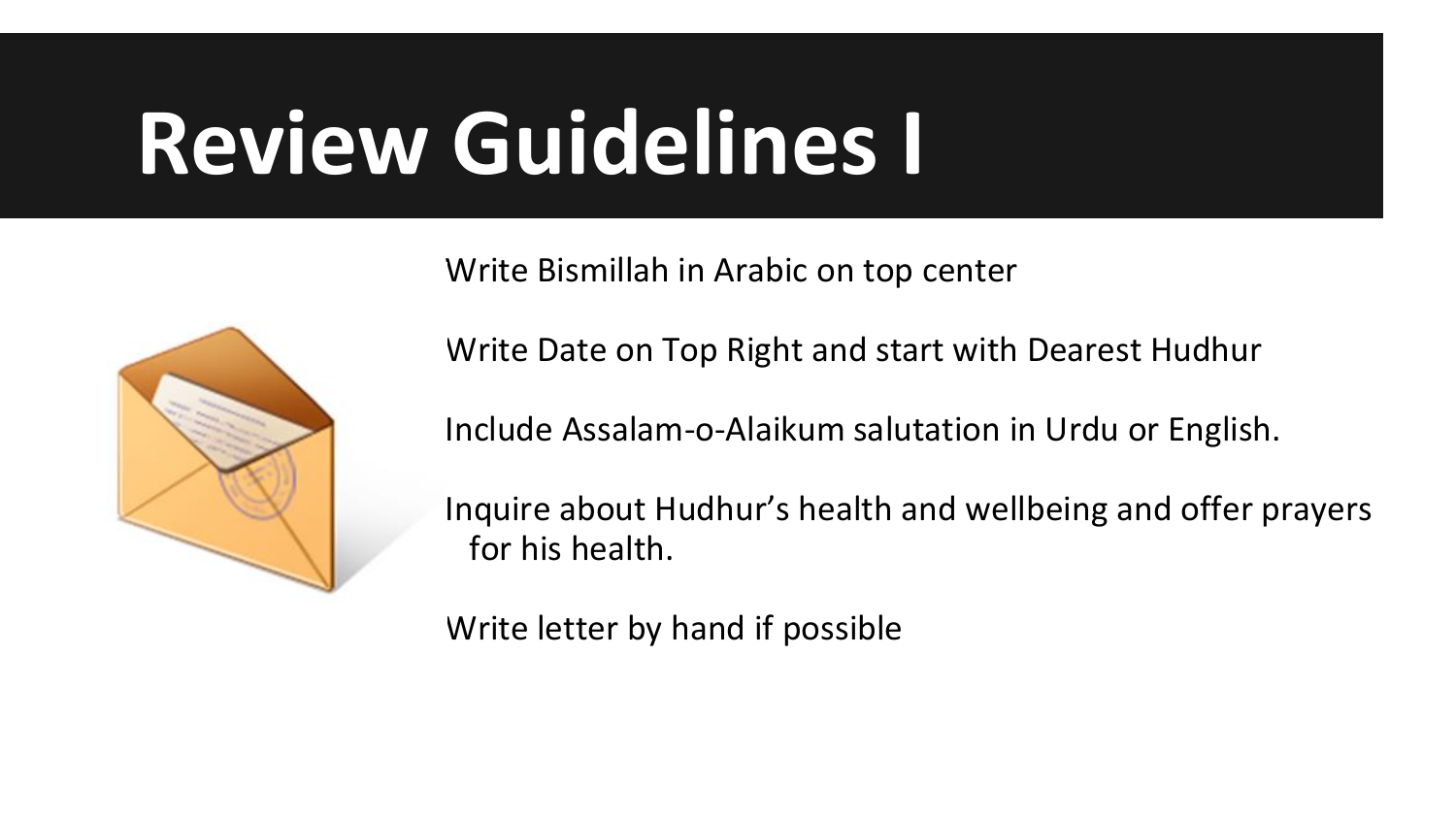# Review Guidelines I

- Write Bismillah in Arabic on top center
- Write Date on Top Right and start with Dearest Hudhur
- Include Assalam-o-Alaikum salutation in Urdu or English.
- Inquire about Hudhur's health and wellbeing and offer prayers for his health.
- Write letter by hand if possible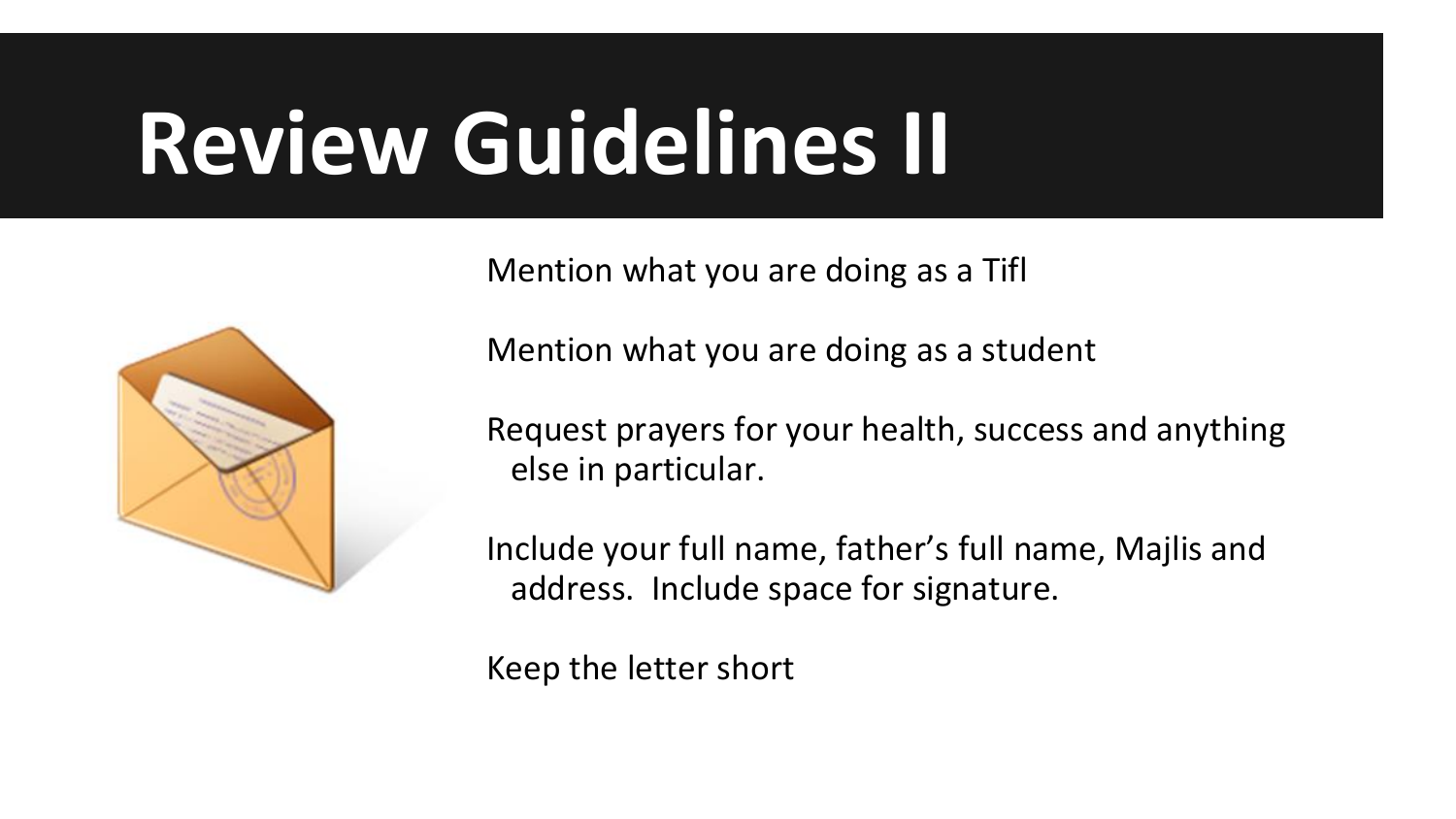# Review Guidelines II

Mention what you are doing as a Tifl

Mention what you are doing as a student

Request prayers for your health, success and anything else in particular.

Include your full name, father's full name, Majlis and address. Include space for signature.

Keep the letter short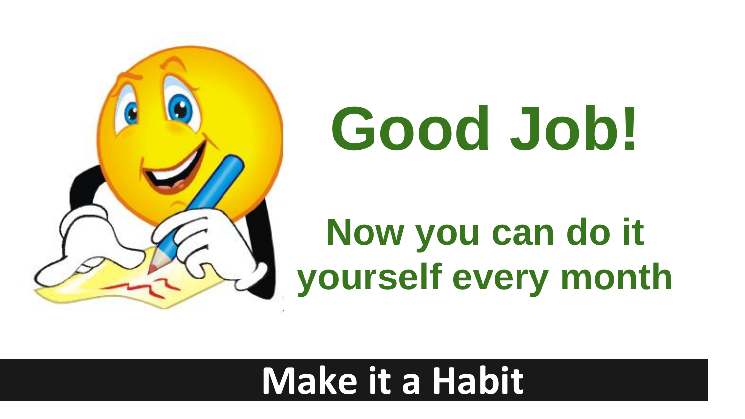# Good Job!

## Now you can do it yourself every month

**Make it a Habit**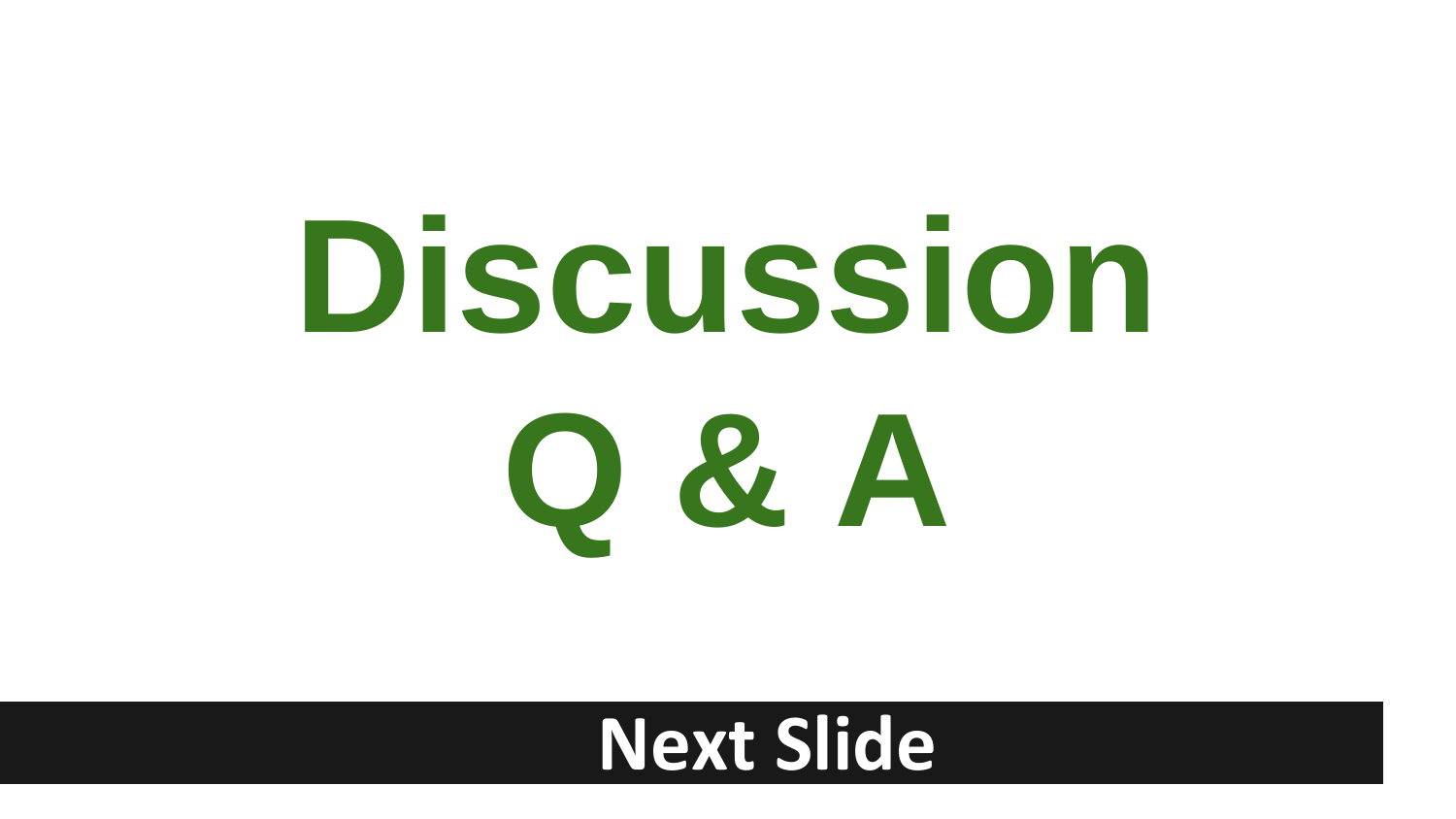# Discussion

# Q & A

**Next Slide**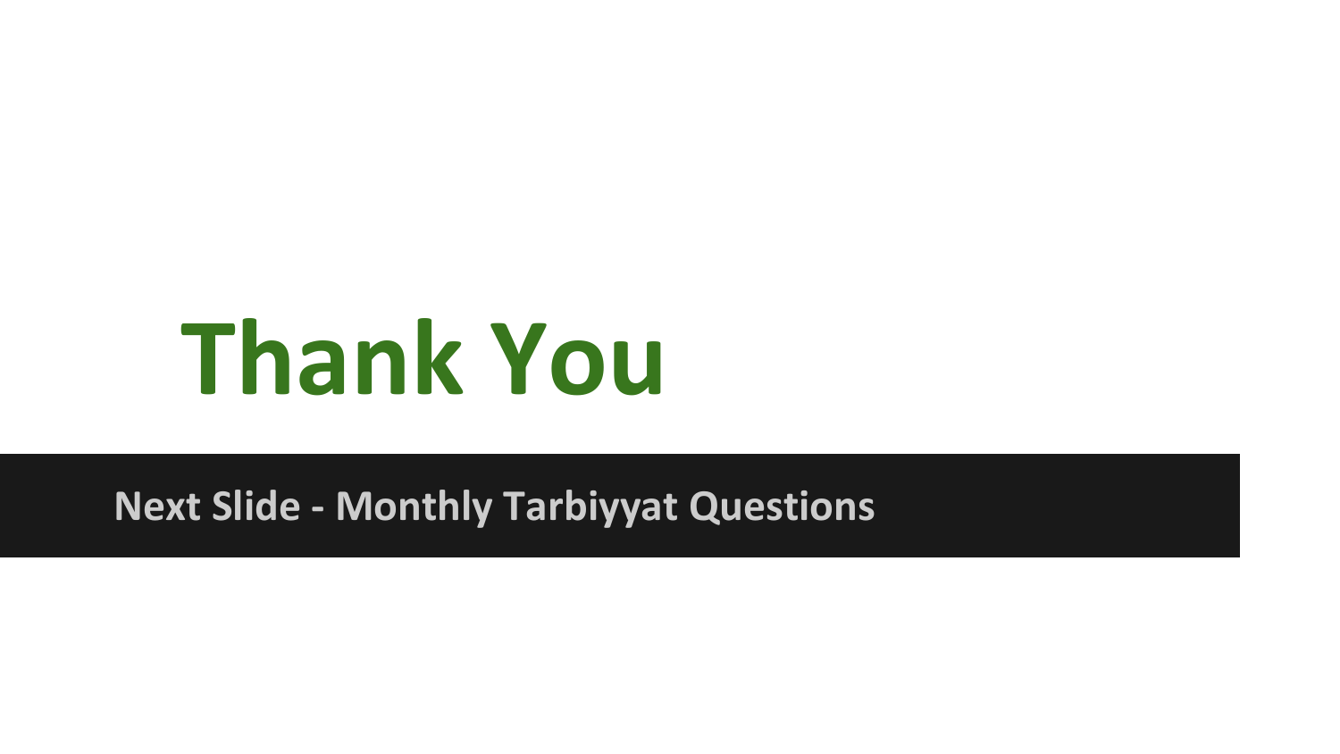# Thank You

**Next Slide - Monthly Tarbiyyat Questions**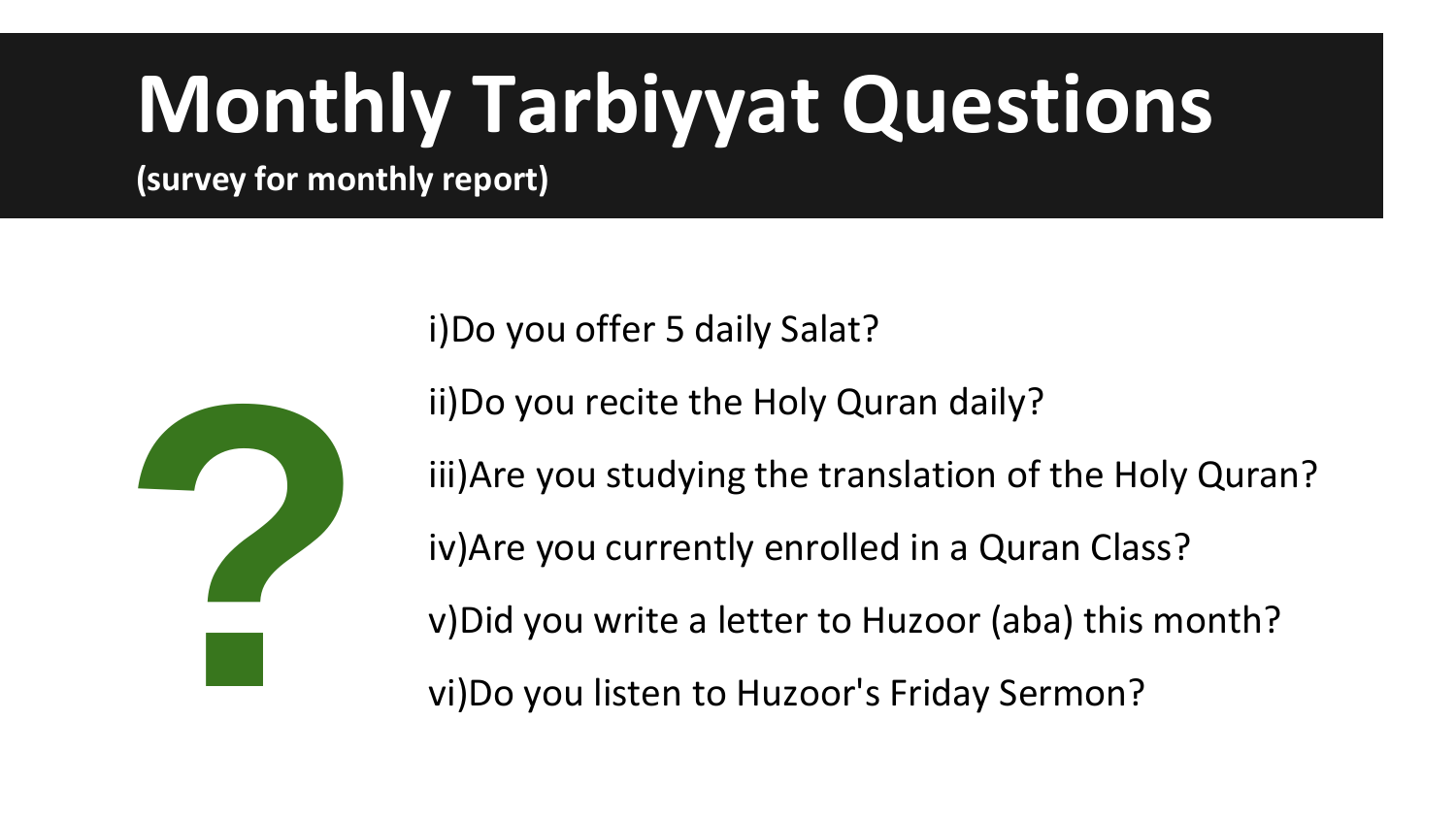# Monthly Tarbiyyat Questions

**(survey for monthly report)**

i)Do you offer 5 daily Salat?

ii)Do you recite the Holy Quran daily?

iii)Are you studying the translation of the Holy Quran?

iv)Are you currently enrolled in a Quran Class?

v)Did you write a letter to Huzoor (aba) this month?

vi)Do you listen to Huzoor's Friday Sermon?